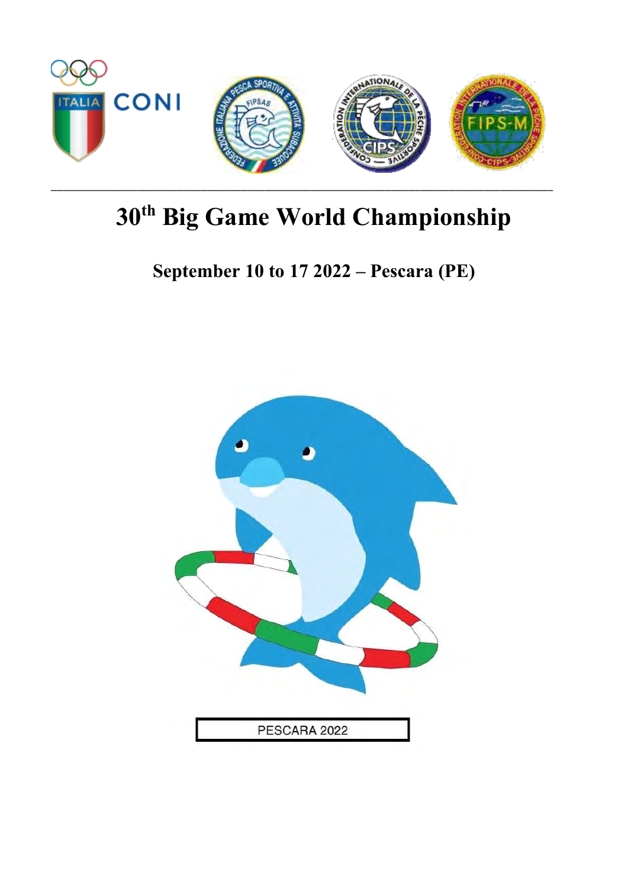# 30th Big Game World Championship

## September 10 to 17 2022 – Pescara (PE)

PESCARA 2022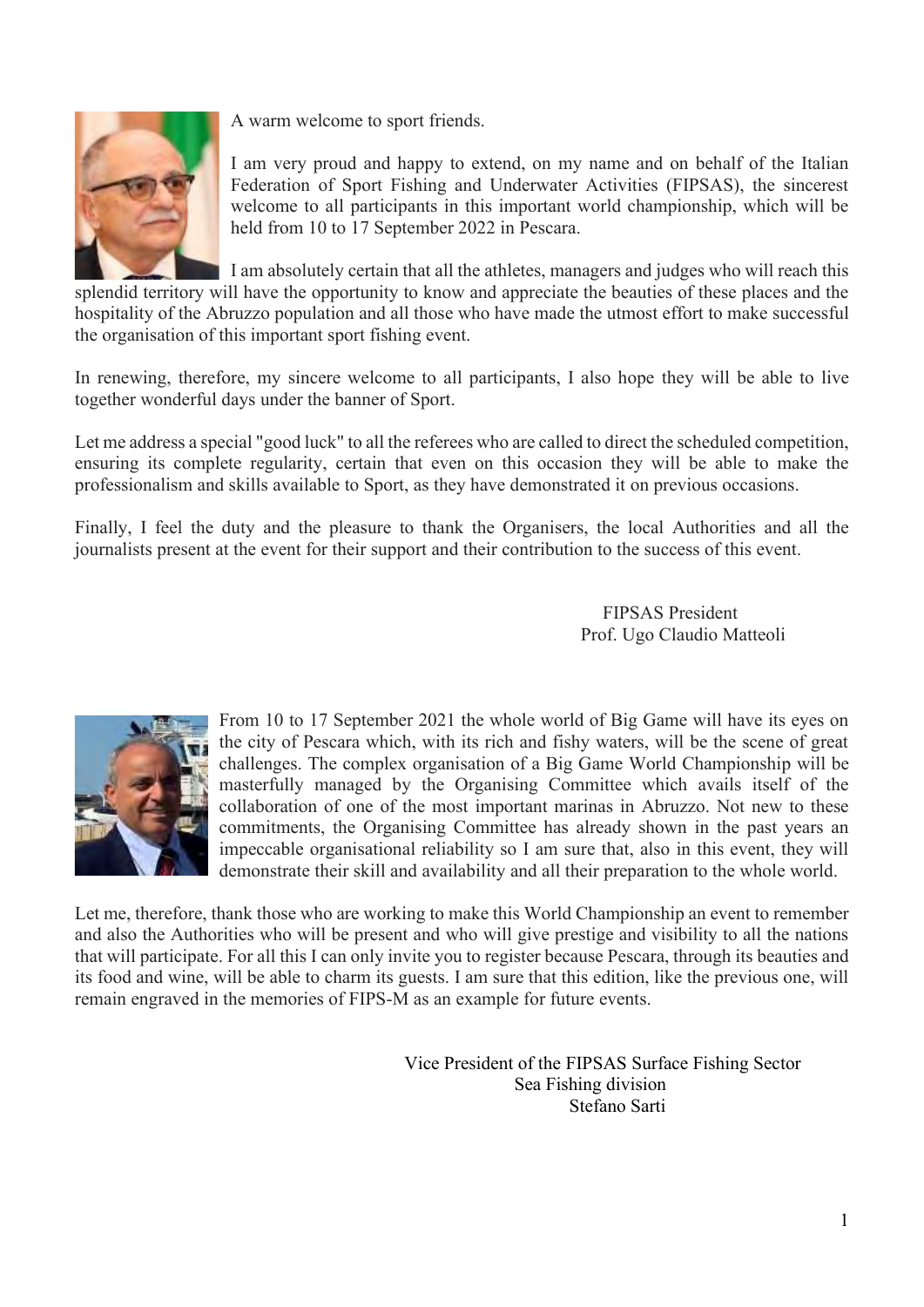A warm welcome to sport friends.

I am very proud and happy to extend, on my name and on behalf of the Italian Federation of Sport Fishing and Underwater Activities (FIPSAS), the sincerest welcome to all participants in this important world championship, which will be held from 10 to 17 September 2022 in Pescara.

I am absolutely certain that all the athletes, managers and judges who will reach this splendid territory will have the opportunity to know and appreciate the beauties of these places and the hospitality of the Abruzzo population and all those who have made the utmost effort to make successful the organisation of this important sport fishing event.

In renewing, therefore, my sincere welcome to all participants, I also hope they will be able to live together wonderful days under the banner of Sport.

Let me address a special "good luck" to all the referees who are called to direct the scheduled competition, ensuring its complete regularity, certain that even on this occasion they will be able to make the professionalism and skills available to Sport, as they have demonstrated it on previous occasions.

Finally, I feel the duty and the pleasure to thank the Organisers, the local Authorities and all the journalists present at the event for their support and their contribution to the success of this event.

FIPSAS President
Prof. Ugo Claudio Matteoli

From 10 to 17 September 2021 the whole world of Big Game will have its eyes on the city of Pescara which, with its rich and fishy waters, will be the scene of great challenges. The complex organisation of a Big Game World Championship will be masterfully managed by the Organising Committee which avails itself of the collaboration of one of the most important marinas in Abruzzo. Not new to these commitments, the Organising Committee has already shown in the past years an impeccable organisational reliability so I am sure that, also in this event, they will demonstrate their skill and availability and all their preparation to the whole world.

Let me, therefore, thank those who are working to make this World Championship an event to remember and also the Authorities who will be present and who will give prestige and visibility to all the nations that will participate. For all this I can only invite you to register because Pescara, through its beauties and its food and wine, will be able to charm its guests. I am sure that this edition, like the previous one, will remain engraved in the memories of FIPS-M as an example for future events.

Vice President of the FIPSAS Surface Fishing Sector
Sea Fishing division
Stefano Sarti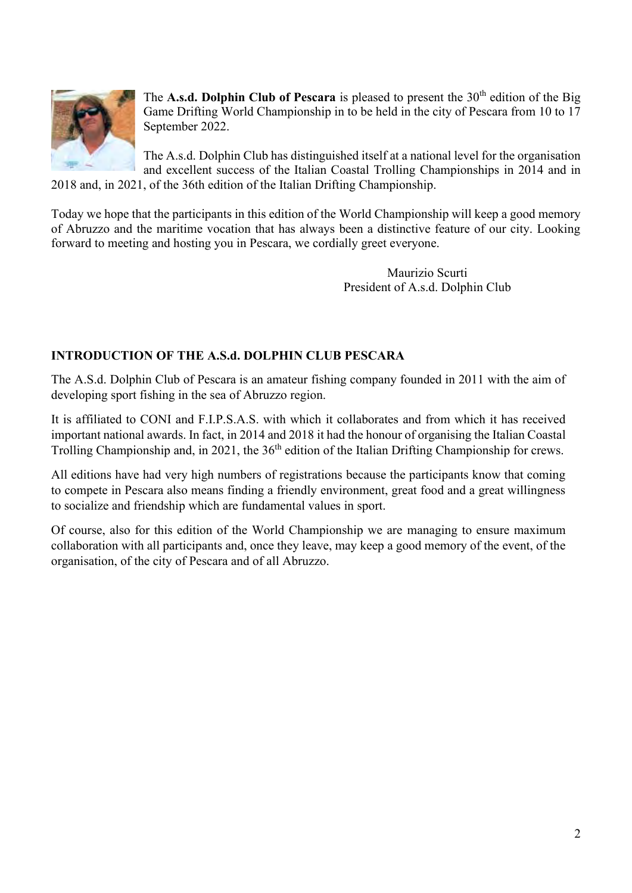The **A.s.d. Dolphin Club of Pescara** is pleased to present the 30th edition of the Big Game Drifting World Championship in to be held in the city of Pescara from 10 to 17 September 2022.

The A.s.d. Dolphin Club has distinguished itself at a national level for the organisation and excellent success of the Italian Coastal Trolling Championships in 2014 and in 2018 and, in 2021, of the 36th edition of the Italian Drifting Championship.

Today we hope that the participants in this edition of the World Championship will keep a good memory of Abruzzo and the maritime vocation that has always been a distinctive feature of our city. Looking forward to meeting and hosting you in Pescara, we cordially greet everyone.

Maurizio Scurti
President of A.s.d. Dolphin Club

**INTRODUCTION OF THE A.S.d. DOLPHIN CLUB PESCARA**

The A.S.d. Dolphin Club of Pescara is an amateur fishing company founded in 2011 with the aim of developing sport fishing in the sea of Abruzzo region.

It is affiliated to CONI and F.I.P.S.A.S. with which it collaborates and from which it has received important national awards. In fact, in 2014 and 2018 it had the honour of organising the Italian Coastal Trolling Championship and, in 2021, the 36th edition of the Italian Drifting Championship for crews.

All editions have had very high numbers of registrations because the participants know that coming to compete in Pescara also means finding a friendly environment, great food and a great willingness to socialize and friendship which are fundamental values in sport.

Of course, also for this edition of the World Championship we are managing to ensure maximum collaboration with all participants and, once they leave, may keep a good memory of the event, of the organisation, of the city of Pescara and of all Abruzzo.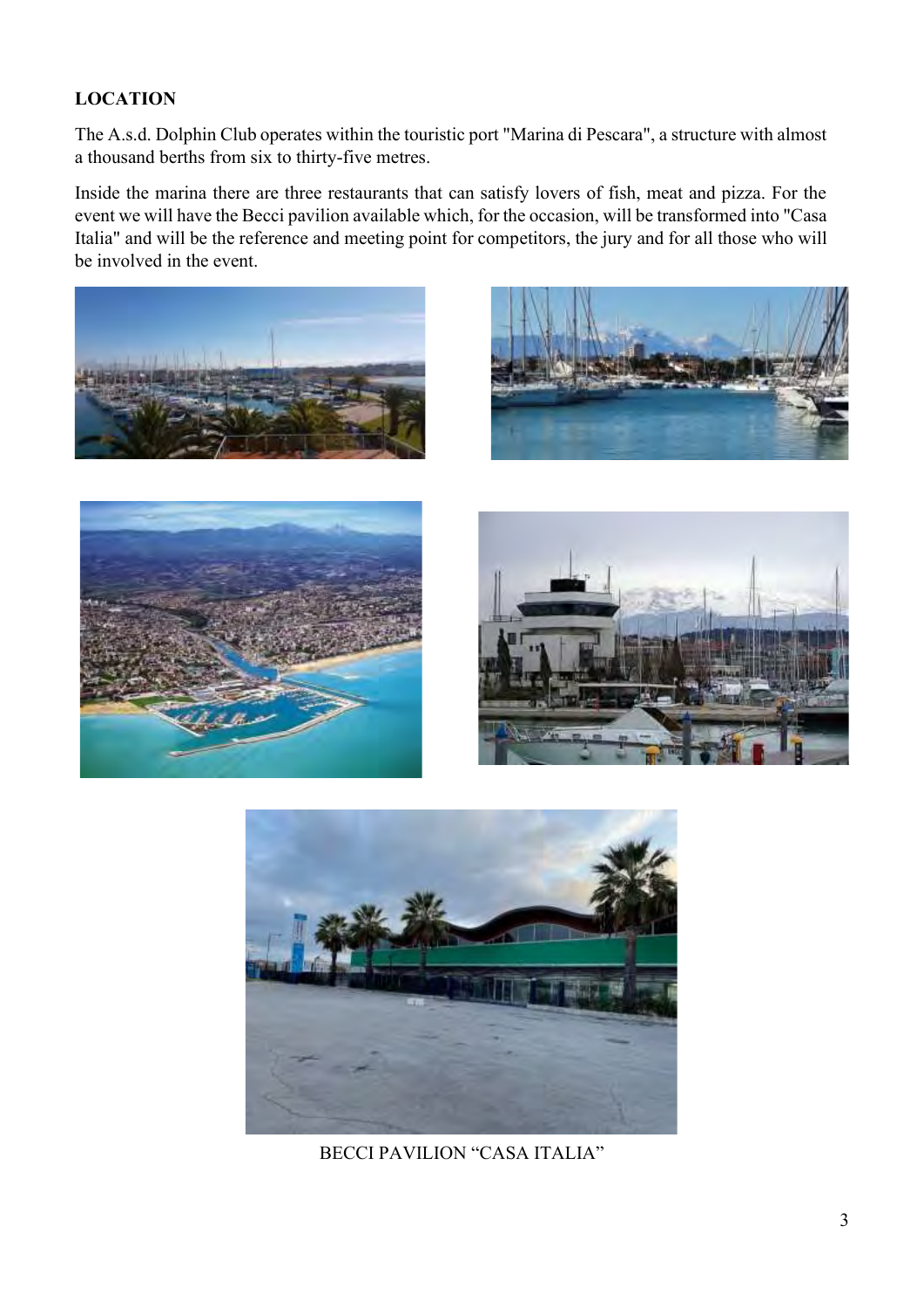## LOCATION

The A.s.d. Dolphin Club operates within the touristic port "Marina di Pescara", a structure with almost a thousand berths from six to thirty-five metres.

Inside the marina there are three restaurants that can satisfy lovers of fish, meat and pizza. For the event we will have the Becci pavilion available which, for the occasion, will be transformed into "Casa Italia" and will be the reference and meeting point for competitors, the jury and for all those who will be involved in the event.

BECCI PAVILION “CASA ITALIA”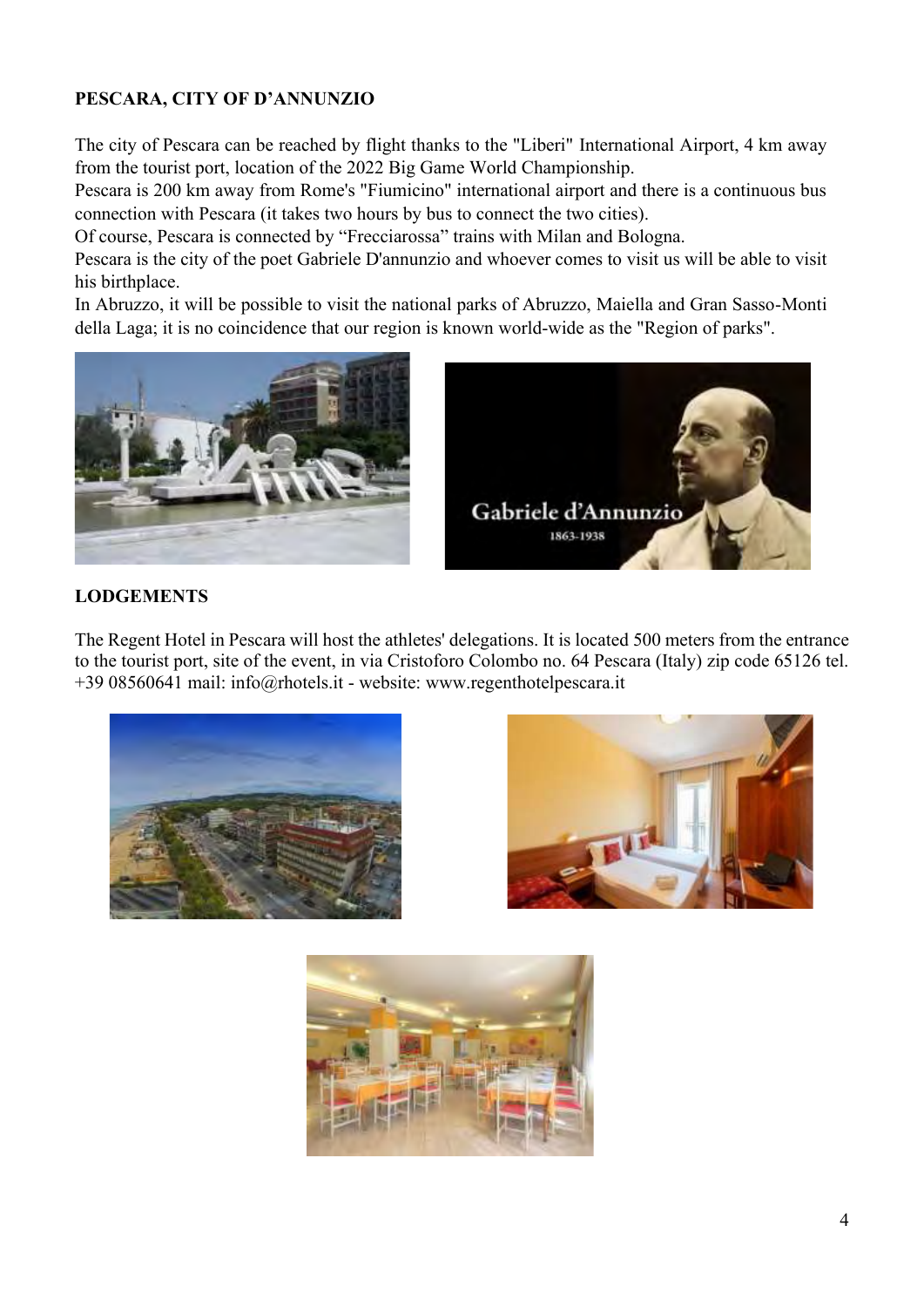**PESCARA, CITY OF D'ANNUNZIO**

The city of Pescara can be reached by flight thanks to the "Liberi" International Airport, 4 km away from the tourist port, location of the 2022 Big Game World Championship.
Pescara is 200 km away from Rome's "Fiumicino" international airport and there is a continuous bus connection with Pescara (it takes two hours by bus to connect the two cities).
Of course, Pescara is connected by "Frecciarossa" trains with Milan and Bologna.
Pescara is the city of the poet Gabriele D'annunzio and whoever comes to visit us will be able to visit his birthplace.
In Abruzzo, it will be possible to visit the national parks of Abruzzo, Maiella and Gran Sasso-Monti della Laga; it is no coincidence that our region is known world-wide as the "Region of parks".

**LODGEMENTS**

The Regent Hotel in Pescara will host the athletes' delegations. It is located 500 meters from the entrance to the tourist port, site of the event, in via Cristoforo Colombo no. 64 Pescara (Italy) zip code 65126 tel. +39 08560641 mail: info@rhotels.it - website: www.regenthotelpescara.it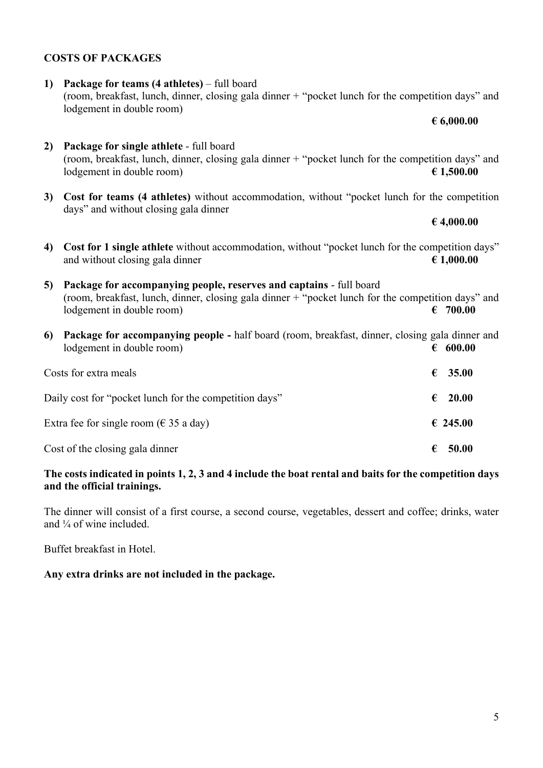**COSTS OF PACKAGES**

1) **Package for teams (4 athletes)** – full board (room, breakfast, lunch, dinner, closing gala dinner + "pocket lunch for the competition days" and lodgement in double room) **€ 6,000.00**

2) **Package for single athlete** - full board (room, breakfast, lunch, dinner, closing gala dinner + "pocket lunch for the competition days" and lodgement in double room) **€ 1,500.00**

3) **Cost for teams (4 athletes)** without accommodation, without "pocket lunch for the competition days" and without closing gala dinner **€ 4,000.00**

4) **Cost for 1 single athlete** without accommodation, without "pocket lunch for the competition days" and without closing gala dinner **€ 1,000.00**

5) **Package for accompanying people, reserves and captains** - full board (room, breakfast, lunch, dinner, closing gala dinner + "pocket lunch for the competition days" and lodgement in double room) **€ 700.00**

6) **Package for accompanying people -** half board (room, breakfast, dinner, closing gala dinner and lodgement in double room) **€ 600.00**

Costs for extra meals **€ 35.00**

Daily cost for "pocket lunch for the competition days" **€ 20.00**

Extra fee for single room (€ 35 a day) **€ 245.00**

Cost of the closing gala dinner **€ 50.00**

**The costs indicated in points 1, 2, 3 and 4 include the boat rental and baits for the competition days and the official trainings.**

The dinner will consist of a first course, a second course, vegetables, dessert and coffee; drinks, water and ¼ of wine included.

Buffet breakfast in Hotel.

**Any extra drinks are not included in the package.**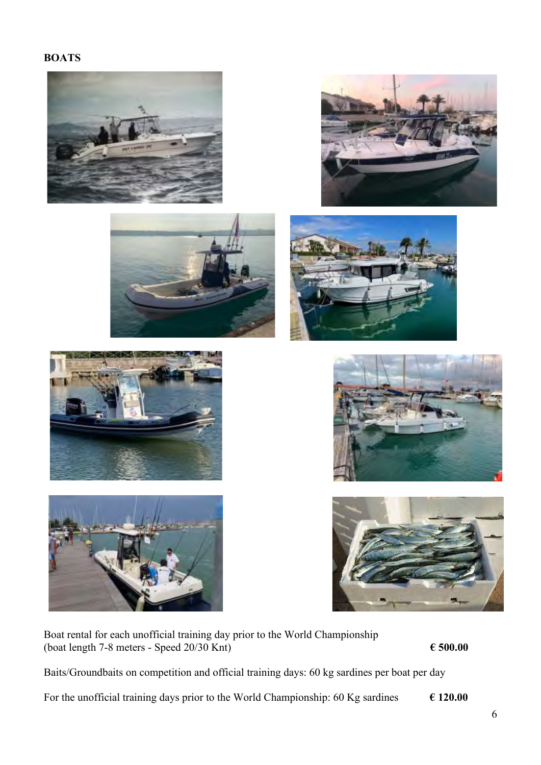**BOATS**

Boat rental for each unofficial training day prior to the World Championship (boat length 7-8 meters - Speed 20/30 Knt) **€ 500.00**

Baits/Groundbaits on competition and official training days: 60 kg sardines per boat per day

For the unofficial training days prior to the World Championship: 60 Kg sardines **€ 120.00**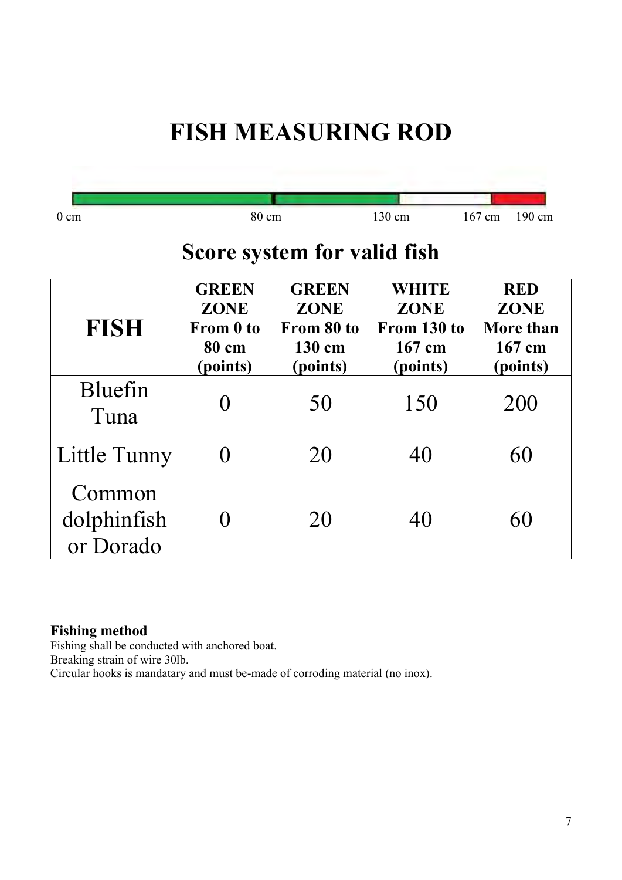# FISH MEASURING ROD

0 cm 80 cm 130 cm 167 cm 190 cm

## Score system for valid fish

| FISH | GREEN ZONE From 0 to 80 cm (points) | GREEN ZONE From 80 to 130 cm (points) | WHITE ZONE From 130 to 167 cm (points) | RED ZONE More than 167 cm (points) |
|---|---|---|---|---|
| Bluefin Tuna | 0 | 50 | 150 | 200 |
| Little Tunny | 0 | 20 | 40 | 60 |
| Common dolphinfish or Dorado | 0 | 20 | 40 | 60 |

**Fishing method**

Fishing shall be conducted with anchored boat.
Breaking strain of wire 30lb.
Circular hooks is mandatary and must be-made of corroding material (no inox).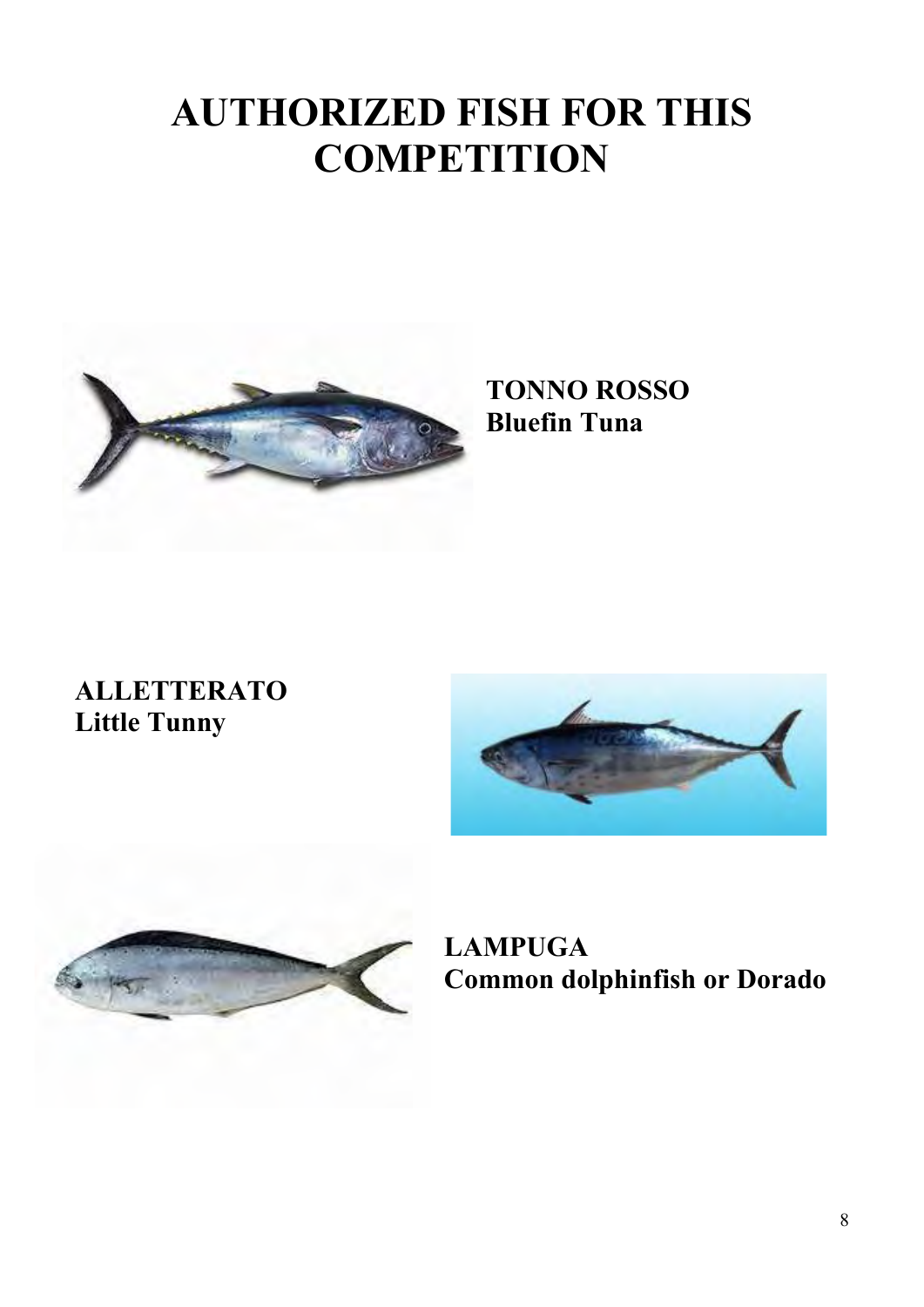# AUTHORIZED FISH FOR THIS COMPETITION

**TONNO ROSSO**
**Bluefin Tuna**

**ALLETTERATO**
**Little Tunny**

**LAMPUGA**
**Common dolphinfish or Dorado**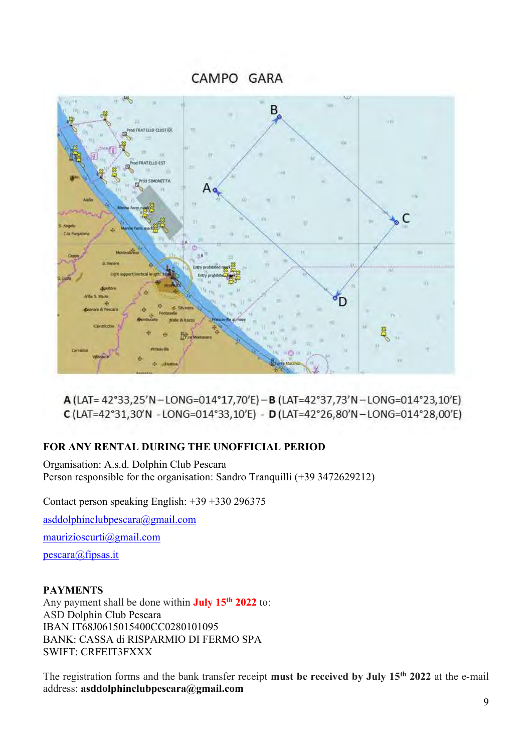## CAMPO GARA

**A** (LAT= 42°33,25'N – LONG=014°17,70'E) – **B** (LAT=42°37,73'N – LONG=014°23,10'E)
**C** (LAT=42°31,30'N - LONG=014°33,10'E) - **D** (LAT=42°26,80'N – LONG=014°28,00'E)

**FOR ANY RENTAL DURING THE UNOFFICIAL PERIOD**

Organisation: A.s.d. Dolphin Club Pescara
Person responsible for the organisation: Sandro Tranquilli (+39 3472629212)

Contact person speaking English: +39 +330 296375

asddolphinclubpescara@gmail.com

maurizioscurti@gmail.com

pescara@fipsas.it

**PAYMENTS**
Any payment shall be done within **July 15th 2022** to:
ASD Dolphin Club Pescara
IBAN IT68J0615015400CC0280101095
BANK: CASSA di RISPARMIO DI FERMO SPA
SWIFT: CRFEIT3FXXX

The registration forms and the bank transfer receipt **must be received by July 15th 2022** at the e-mail address: **asddolphinclubpescara@gmail.com**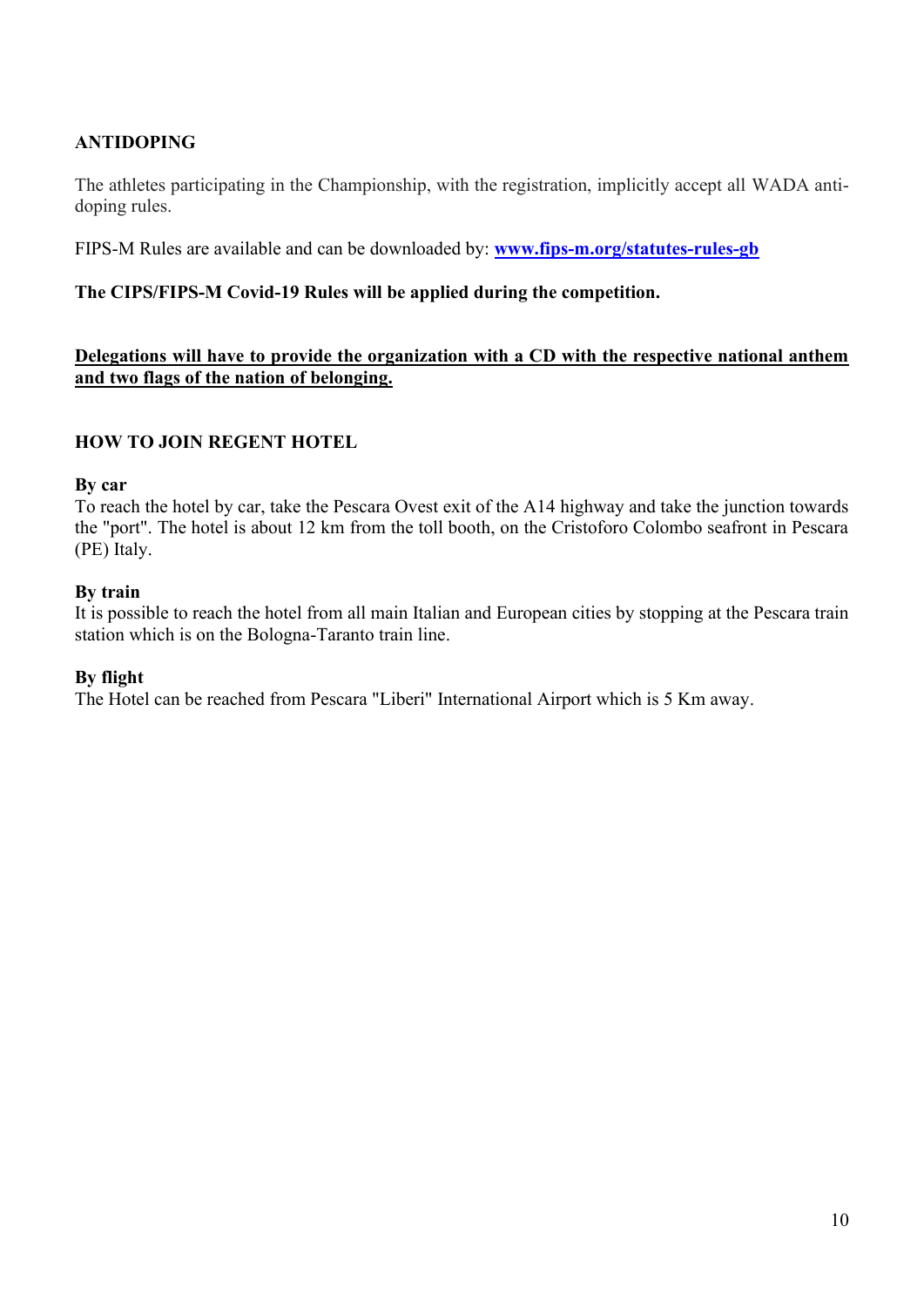## ANTIDOPING

The athletes participating in the Championship, with the registration, implicitly accept all WADA anti-doping rules.

FIPS-M Rules are available and can be downloaded by: **[www.fips-m.org/statutes-rules-gb](http://www.fips-m.org/statutes-rules-gb)**

**The CIPS/FIPS-M Covid-19 Rules will be applied during the competition.**

<u>**Delegations will have to provide the organization with a CD with the respective national anthem and two flags of the nation of belonging.**</u>

## HOW TO JOIN REGENT HOTEL

**By car**
To reach the hotel by car, take the Pescara Ovest exit of the A14 highway and take the junction towards the "port". The hotel is about 12 km from the toll booth, on the Cristoforo Colombo seafront in Pescara (PE) Italy.

**By train**
It is possible to reach the hotel from all main Italian and European cities by stopping at the Pescara train station which is on the Bologna-Taranto train line.

**By flight**
The Hotel can be reached from Pescara "Liberi" International Airport which is 5 Km away.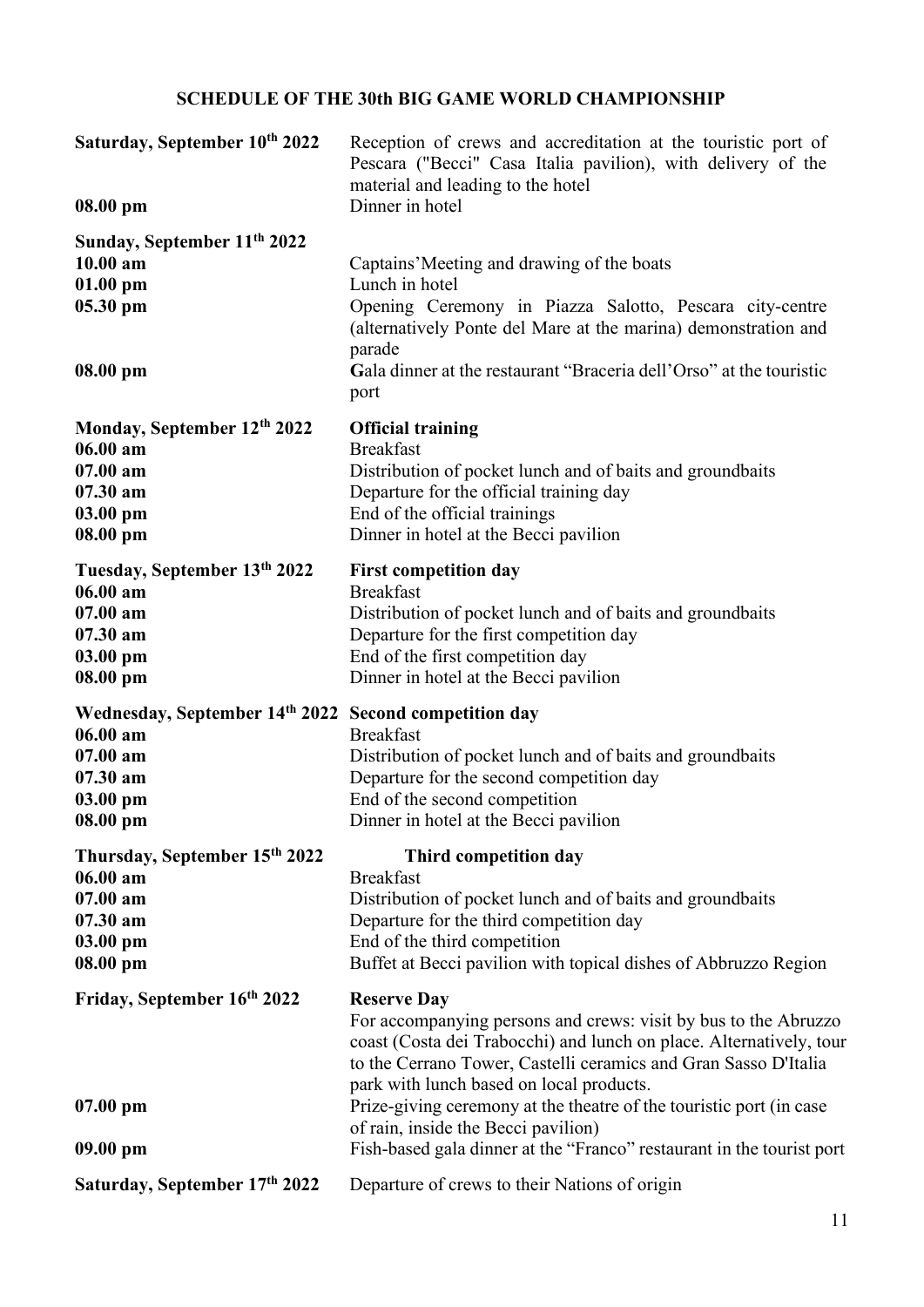## SCHEDULE OF THE 30th BIG GAME WORLD CHAMPIONSHIP

**Saturday, September 10th 2022** — Reception of crews and accreditation at the touristic port of Pescara ("Becci" Casa Italia pavilion), with delivery of the material and leading to the hotel

**08.00 pm** — Dinner in hotel

**Sunday, September 11th 2022**

**10.00 am** — Captains'Meeting and drawing of the boats

**01.00 pm** — Lunch in hotel

**05.30 pm** — Opening Ceremony in Piazza Salotto, Pescara city-centre (alternatively Ponte del Mare at the marina) demonstration and parade

**08.00 pm** — **G**ala dinner at the restaurant "Braceria dell'Orso" at the touristic port

**Monday, September 12th 2022** — **Official training**

**06.00 am** — Breakfast

**07.00 am** — Distribution of pocket lunch and of baits and groundbaits

**07.30 am** — Departure for the official training day

**03.00 pm** — End of the official trainings

**08.00 pm** — Dinner in hotel at the Becci pavilion

**Tuesday, September 13th 2022** — **First competition day**

**06.00 am** — Breakfast

**07.00 am** — Distribution of pocket lunch and of baits and groundbaits

**07.30 am** — Departure for the first competition day

**03.00 pm** — End of the first competition day

**08.00 pm** — Dinner in hotel at the Becci pavilion

**Wednesday, September 14th 2022** — **Second competition day**

**06.00 am** — Breakfast

**07.00 am** — Distribution of pocket lunch and of baits and groundbaits

**07.30 am** — Departure for the second competition day

**03.00 pm** — End of the second competition

**08.00 pm** — Dinner in hotel at the Becci pavilion

**Thursday, September 15th 2022** — **Third competition day**

**06.00 am** — Breakfast

**07.00 am** — Distribution of pocket lunch and of baits and groundbaits

**07.30 am** — Departure for the third competition day

**03.00 pm** — End of the third competition

**08.00 pm** — Buffet at Becci pavilion with topical dishes of Abbruzzo Region

**Friday, September 16th 2022** — **Reserve Day**

For accompanying persons and crews: visit by bus to the Abruzzo coast (Costa dei Trabocchi) and lunch on place. Alternatively, tour to the Cerrano Tower, Castelli ceramics and Gran Sasso D'Italia park with lunch based on local products.

**07.00 pm** — Prize-giving ceremony at the theatre of the touristic port (in case of rain, inside the Becci pavilion)

**09.00 pm** — Fish-based gala dinner at the "Franco" restaurant in the tourist port

**Saturday, September 17th 2022** — Departure of crews to their Nations of origin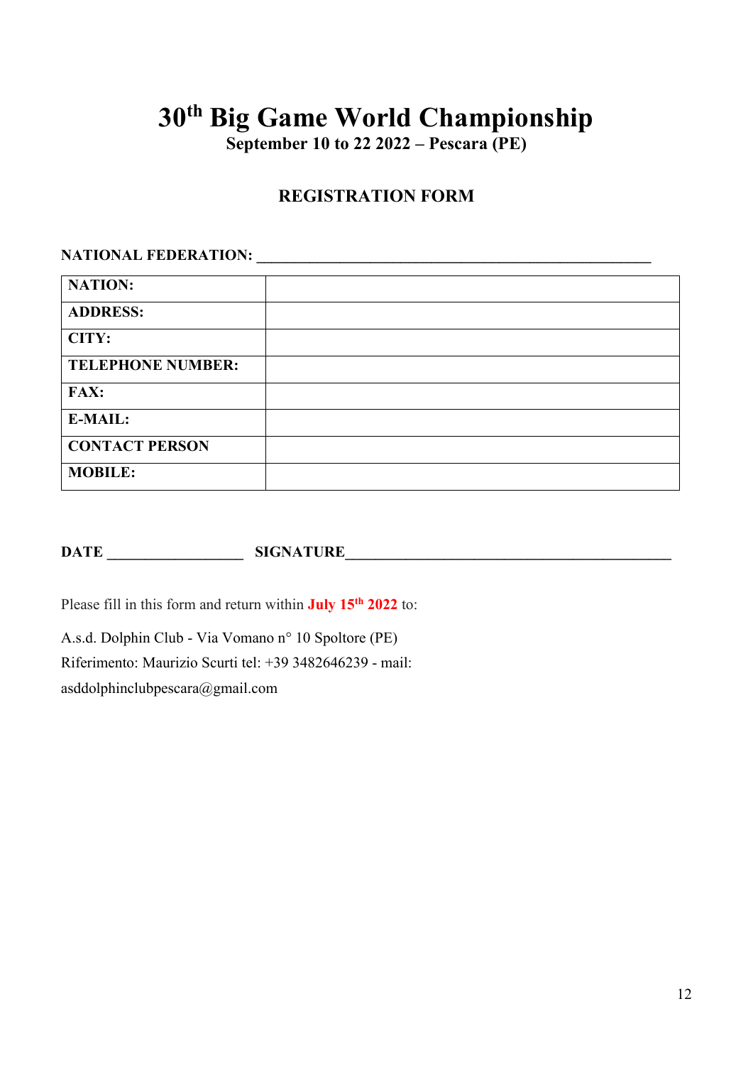# 30th Big Game World Championship

**September 10 to 22 2022 – Pescara (PE)**

## REGISTRATION FORM

**NATIONAL FEDERATION:** ____________________________________________________

| **NATION:** | |
|---|---|
| **ADDRESS:** | |
| **CITY:** | |
| **TELEPHONE NUMBER:** | |
| **FAX:** | |
| **E-MAIL:** | |
| **CONTACT PERSON** | |
| **MOBILE:** | |

**DATE** ___________________ **SIGNATURE**_____________________________________________

Please fill in this form and return within **July 15th 2022** to:

A.s.d. Dolphin Club - Via Vomano n° 10 Spoltore (PE)
Riferimento: Maurizio Scurti tel: +39 3482646239 - mail:
asddolphinclubpescara@gmail.com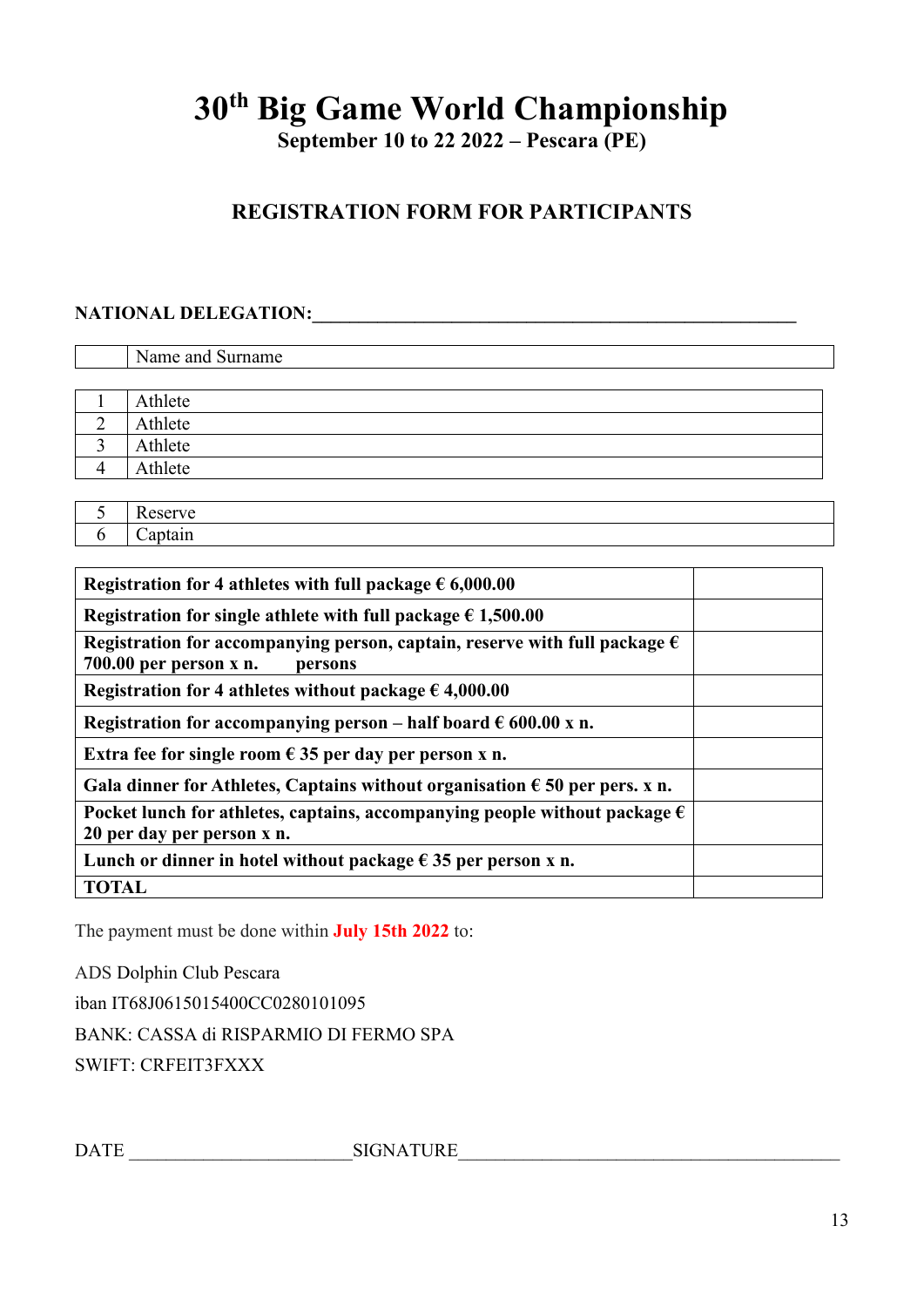# 30th Big Game World Championship

**September 10 to 22 2022 – Pescara (PE)**

## REGISTRATION FORM FOR PARTICIPANTS

**NATIONAL DELEGATION:**\_\_\_\_\_\_\_\_\_\_\_\_\_\_\_\_\_\_\_\_\_\_\_\_\_\_\_\_\_\_\_\_\_\_\_\_\_\_\_\_\_\_\_\_\_\_\_\_\_\_\_\_\_\_

| | Name and Surname |
|---|---|

| | |
|---|---|
| 1 | Athlete |
| 2 | Athlete |
| 3 | Athlete |
| 4 | Athlete |

| | |
|---|---|
| 5 | Reserve |
| 6 | Captain |

| | |
|---|---|
| **Registration for 4 athletes with full package € 6,000.00** | |
| **Registration for single athlete with full package € 1,500.00** | |
| **Registration for accompanying person, captain, reserve with full package € 700.00 per person x n. persons** | |
| **Registration for 4 athletes without package € 4,000.00** | |
| **Registration for accompanying person – half board € 600.00 x n.** | |
| **Extra fee for single room € 35 per day per person x n.** | |
| **Gala dinner for Athletes, Captains without organisation € 50 per pers. x n.** | |
| **Pocket lunch for athletes, captains, accompanying people without package € 20 per day per person x n.** | |
| **Lunch or dinner in hotel without package € 35 per person x n.** | |
| **TOTAL** | |

The payment must be done within **July 15th 2022** to:

ADS Dolphin Club Pescara

iban IT68J0615015400CC0280101095

BANK: CASSA di RISPARMIO DI FERMO SPA

SWIFT: CRFEIT3FXXX

DATE \_\_\_\_\_\_\_\_\_\_\_\_\_\_\_\_\_\_\_\_\_\_\_\_SIGNATURE\_\_\_\_\_\_\_\_\_\_\_\_\_\_\_\_\_\_\_\_\_\_\_\_\_\_\_\_\_\_\_\_\_\_\_\_\_\_\_\_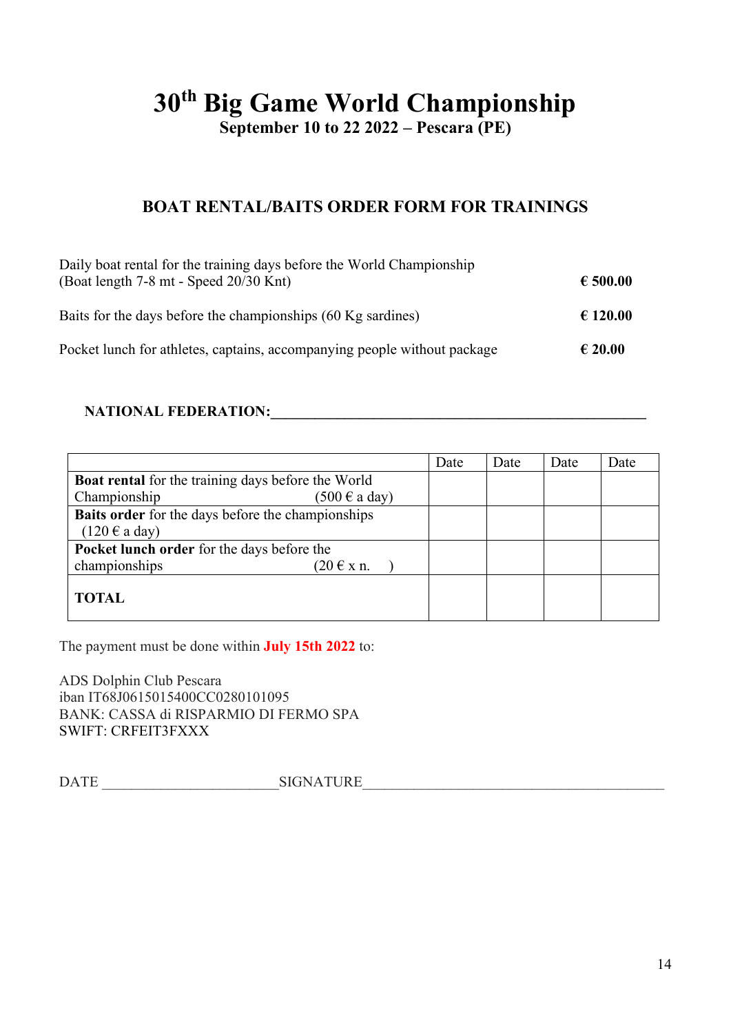# 30th Big Game World Championship

**September 10 to 22 2022 – Pescara (PE)**

## BOAT RENTAL/BAITS ORDER FORM FOR TRAININGS

| | |
|---|---|
| Daily boat rental for the training days before the World Championship (Boat length 7-8 mt - Speed 20/30 Knt) | **€ 500.00** |
| Baits for the days before the championships (60 Kg sardines) | **€ 120.00** |
| Pocket lunch for athletes, captains, accompanying people without package | **€ 20.00** |

**NATIONAL FEDERATION:**\_\_\_\_\_\_\_\_\_\_\_\_\_\_\_\_\_\_\_\_\_\_\_\_\_\_\_\_\_\_\_\_\_\_\_\_\_\_\_\_\_\_\_\_\_\_\_\_\_\_

| | Date | Date | Date | Date |
|---|---|---|---|---|
| **Boat rental** for the training days before the World Championship (500 € a day) | | | | |
| **Baits order** for the days before the championships (120 € a day) | | | | |
| **Pocket lunch order** for the days before the championships (20 € x n. ) | | | | |
| **TOTAL** | | | | |

The payment must be done within **July 15th 2022** to:

ADS Dolphin Club Pescara
iban IT68J0615015400CC0280101095
BANK: CASSA di RISPARMIO DI FERMO SPA
SWIFT: CRFEIT3FXXX

DATE \_\_\_\_\_\_\_\_\_\_\_\_\_\_\_\_\_\_\_\_\_\_\_\_SIGNATURE\_\_\_\_\_\_\_\_\_\_\_\_\_\_\_\_\_\_\_\_\_\_\_\_\_\_\_\_\_\_\_\_\_\_\_\_\_\_\_\_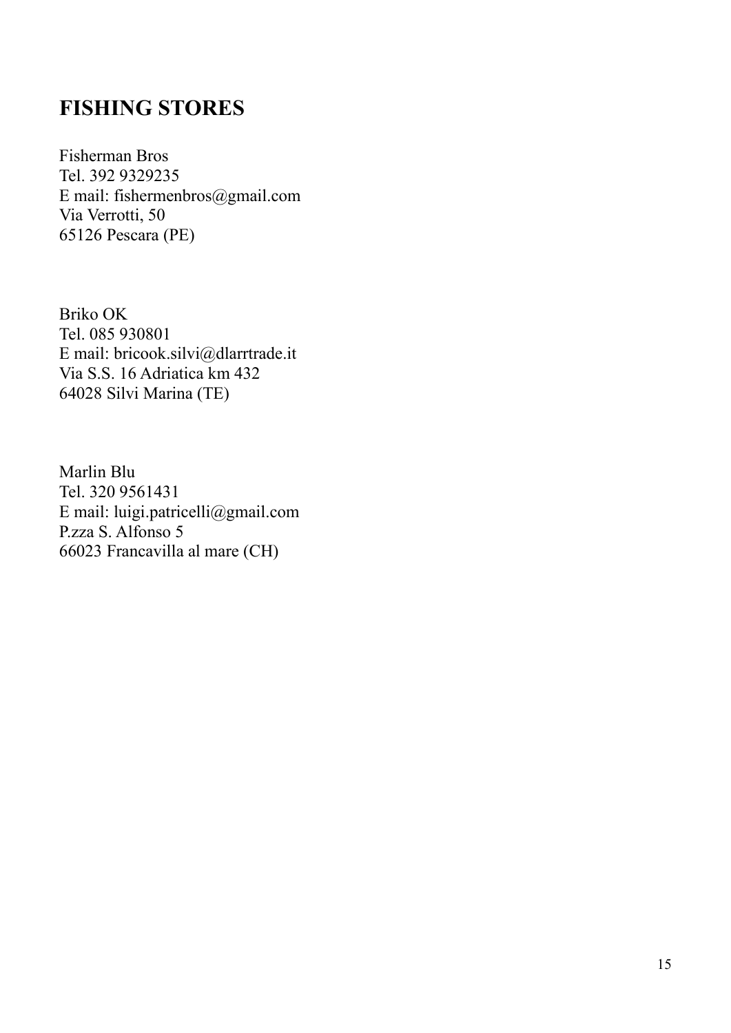## FISHING STORES

Fisherman Bros  
Tel. 392 9329235  
E mail: fishermenbros@gmail.com  
Via Verrotti, 50  
65126 Pescara (PE)

Briko OK  
Tel. 085 930801  
E mail: bricook.silvi@dlarrtrade.it  
Via S.S. 16 Adriatica km 432  
64028 Silvi Marina (TE)

Marlin Blu  
Tel. 320 9561431  
E mail: luigi.patricelli@gmail.com  
P.zza S. Alfonso 5  
66023 Francavilla al mare (CH)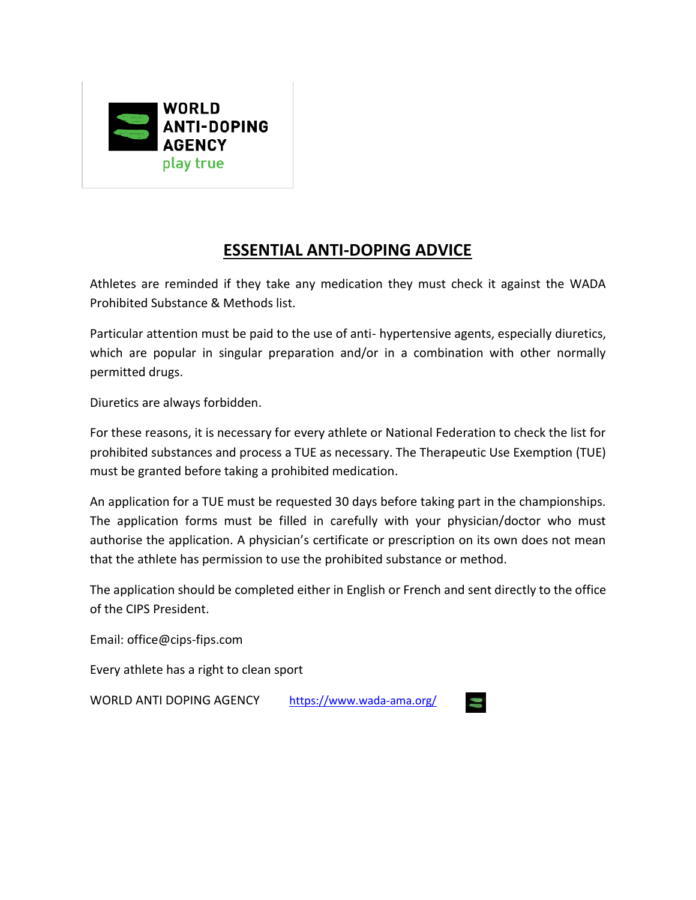WORLD ANTI-DOPING AGENCY
play true

# ESSENTIAL ANTI-DOPING ADVICE

Athletes are reminded if they take any medication they must check it against the WADA Prohibited Substance & Methods list.

Particular attention must be paid to the use of anti- hypertensive agents, especially diuretics, which are popular in singular preparation and/or in a combination with other normally permitted drugs.

Diuretics are always forbidden.

For these reasons, it is necessary for every athlete or National Federation to check the list for prohibited substances and process a TUE as necessary. The Therapeutic Use Exemption (TUE) must be granted before taking a prohibited medication.

An application for a TUE must be requested 30 days before taking part in the championships. The application forms must be filled in carefully with your physician/doctor who must authorise the application. A physician's certificate or prescription on its own does not mean that the athlete has permission to use the prohibited substance or method.

The application should be completed either in English or French and sent directly to the office of the CIPS President.

Email: office@cips-fips.com

Every athlete has a right to clean sport

WORLD ANTI DOPING AGENCY https://www.wada-ama.org/